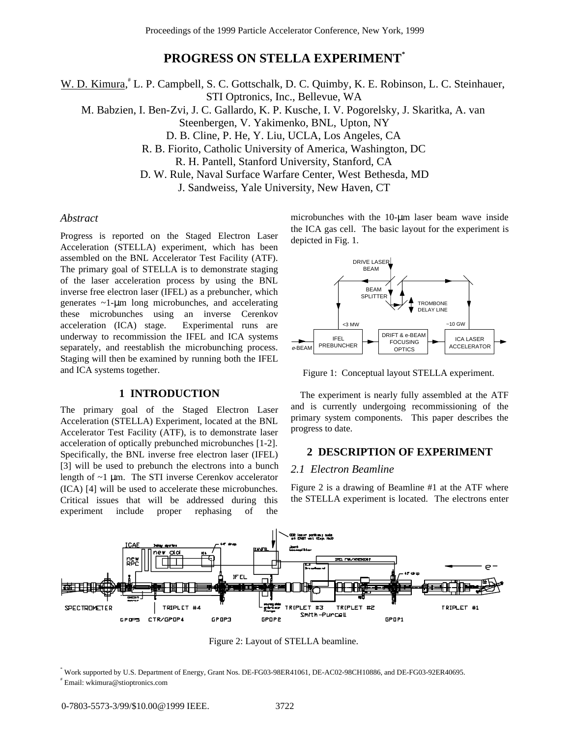# PROGRESS ON STELLA EXPERIMENT*

W. D. Kimura,# L. P. Campbell, S. C. Gottschalk, D. C. Quimby, K. E. Robinson, L. C. Steinhauer, STI Optronics, Inc., Bellevue, WA

M. Babzien, I. Ben-Zvi, J. C. Gallardo, K. P. Kusche, I. V. Pogorelsky, J. Skaritka, A. van Steenbergen, V. Yakimenko, BNL, Upton, NY

D. B. Cline, P. He, Y. Liu, UCLA, Los Angeles, CA

R. B. Fiorito, Catholic University of America, Washington, DC

R. H. Pantell, Stanford University, Stanford, CA

D. W. Rule, Naval Surface Warfare Center, West Bethesda, MD

J. Sandweiss, Yale University, New Haven, CT

## *Abstract*

Progress is reported on the Staged Electron Laser Acceleration (STELLA) experiment, which has been assembled on the BNL Accelerator Test Facility (ATF). The primary goal of STELLA is to demonstrate staging of the laser acceleration process by using the BNL inverse free electron laser (IFEL) as a prebuncher, which generates ~1-μm long microbunches, and accelerating these microbunches using an inverse Cerenkov acceleration (ICA) stage. Experimental runs are underway to recommission the IFEL and ICA systems separately, and reestablish the microbunching process. Staging will then be examined by running both the IFEL and ICA systems together.

## 1 INTRODUCTION

The primary goal of the Staged Electron Laser Acceleration (STELLA) Experiment, located at the BNL Accelerator Test Facility (ATF), is to demonstrate laser acceleration of optically prebunched microbunches [1-2]. Specifically, the BNL inverse free electron laser (IFEL) [3] will be used to prebunch the electrons into a bunch length of ~1 μm. The STI inverse Cerenkov accelerator (ICA) [4] will be used to accelerate these microbunches. Critical issues that will be addressed during this experiment include proper rephasing of the microbunches with the 10-μm laser beam wave inside the ICA gas cell. The basic layout for the experiment is depicted in Fig. 1.

Figure 1: Conceptual layout STELLA experiment.

The experiment is nearly fully assembled at the ATF and is currently undergoing recommissioning of the primary system components. This paper describes the progress to date.

## 2 DESCRIPTION OF EXPERIMENT

### *2.1 Electron Beamline*

Figure 2 is a drawing of Beamline #1 at the ATF where the STELLA experiment is located. The electrons enter

Figure 2: Layout of STELLA beamline.

* Work supported by U.S. Department of Energy, Grant Nos. DE-FG03-98ER41061, DE-AC02-98CH10886, and DE-FG03-92ER40695.

# Email: wkimura@stioptronics.com

0-7803-5573-3/99/$10.00@1999 IEEE.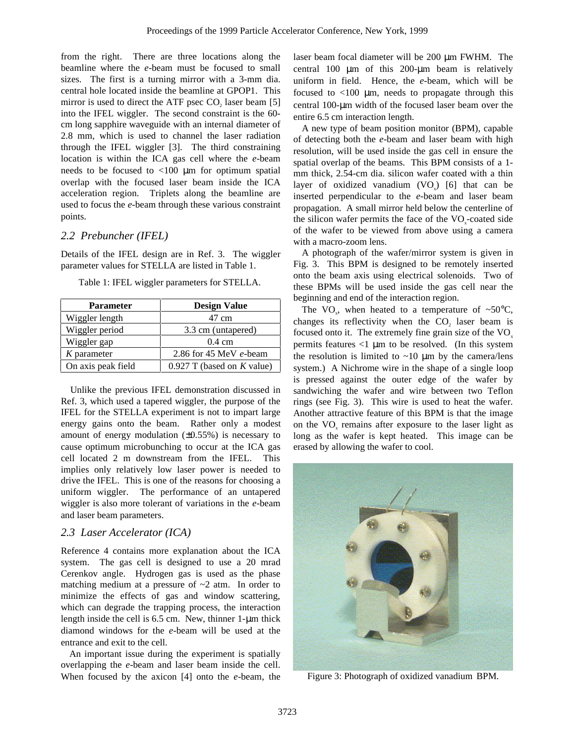from the right. There are three locations along the beamline where the *e*-beam must be focused to small sizes. The first is a turning mirror with a 3-mm dia. central hole located inside the beamline at GPOP1. This mirror is used to direct the ATF psec $CO_2$ laser beam [5] into the IFEL wiggler. The second constraint is the 60-cm long sapphire waveguide with an internal diameter of 2.8 mm, which is used to channel the laser radiation through the IFEL wiggler [3]. The third constraining location is within the ICA gas cell where the *e*-beam needs to be focused to <100 μm for optimum spatial overlap with the focused laser beam inside the ICA acceleration region. Triplets along the beamline are used to focus the *e*-beam through these various constraint points.

### *2.2 Prebuncher (IFEL)*

Details of the IFEL design are in Ref. 3. The wiggler parameter values for STELLA are listed in Table 1.

Table 1: IFEL wiggler parameters for STELLA.

| Parameter | Design Value |
|---|---|
| Wiggler length | 47 cm |
| Wiggler period | 3.3 cm (untapered) |
| Wiggler gap | 0.4 cm |
| *K* parameter | 2.86 for 45 MeV *e*-beam |
| On axis peak field | 0.927 T (based on *K* value) |

Unlike the previous IFEL demonstration discussed in Ref. 3, which used a tapered wiggler, the purpose of the IFEL for the STELLA experiment is not to impart large energy gains onto the beam. Rather only a modest amount of energy modulation (±0.55%) is necessary to cause optimum microbunching to occur at the ICA gas cell located 2 m downstream from the IFEL. This implies only relatively low laser power is needed to drive the IFEL. This is one of the reasons for choosing a uniform wiggler. The performance of an untapered wiggler is also more tolerant of variations in the *e*-beam and laser beam parameters.

### *2.3 Laser Accelerator (ICA)*

Reference 4 contains more explanation about the ICA system. The gas cell is designed to use a 20 mrad Cerenkov angle. Hydrogen gas is used as the phase matching medium at a pressure of ~2 atm. In order to minimize the effects of gas and window scattering, which can degrade the trapping process, the interaction length inside the cell is 6.5 cm. New, thinner 1-μm thick diamond windows for the *e*-beam will be used at the entrance and exit to the cell.

An important issue during the experiment is spatially overlapping the *e*-beam and laser beam inside the cell. When focused by the axicon [4] onto the *e*-beam, the laser beam focal diameter will be 200 μm FWHM. The central 100 μm of this 200-μm beam is relatively uniform in field. Hence, the *e*-beam, which will be focused to <100 μm, needs to propagate through this central 100-μm width of the focused laser beam over the entire 6.5 cm interaction length.

A new type of beam position monitor (BPM), capable of detecting both the *e*-beam and laser beam with high resolution, will be used inside the gas cell in ensure the spatial overlap of the beams. This BPM consists of a 1-mm thick, 2.54-cm dia. silicon wafer coated with a thin layer of oxidized vanadium ($VO_x$) [6] that can be inserted perpendicular to the *e*-beam and laser beam propagation. A small mirror held below the centerline of the silicon wafer permits the face of the $VO_x$-coated side of the wafer to be viewed from above using a camera with a macro-zoom lens.

A photograph of the wafer/mirror system is given in Fig. 3. This BPM is designed to be remotely inserted onto the beam axis using electrical solenoids. Two of these BPMs will be used inside the gas cell near the beginning and end of the interaction region.

The $VO_x$, when heated to a temperature of ~50°C, changes its reflectivity when the $CO_2$ laser beam is focused onto it. The extremely fine grain size of the $VO_x$ permits features <1 μm to be resolved. (In this system the resolution is limited to ~10 μm by the camera/lens system.) A Nichrome wire in the shape of a single loop is pressed against the outer edge of the wafer by sandwiching the wafer and wire between two Teflon rings (see Fig. 3). This wire is used to heat the wafer. Another attractive feature of this BPM is that the image on the $VO_x$ remains after exposure to the laser light as long as the wafer is kept heated. This image can be erased by allowing the wafer to cool.

Figure 3: Photograph of oxidized vanadium BPM.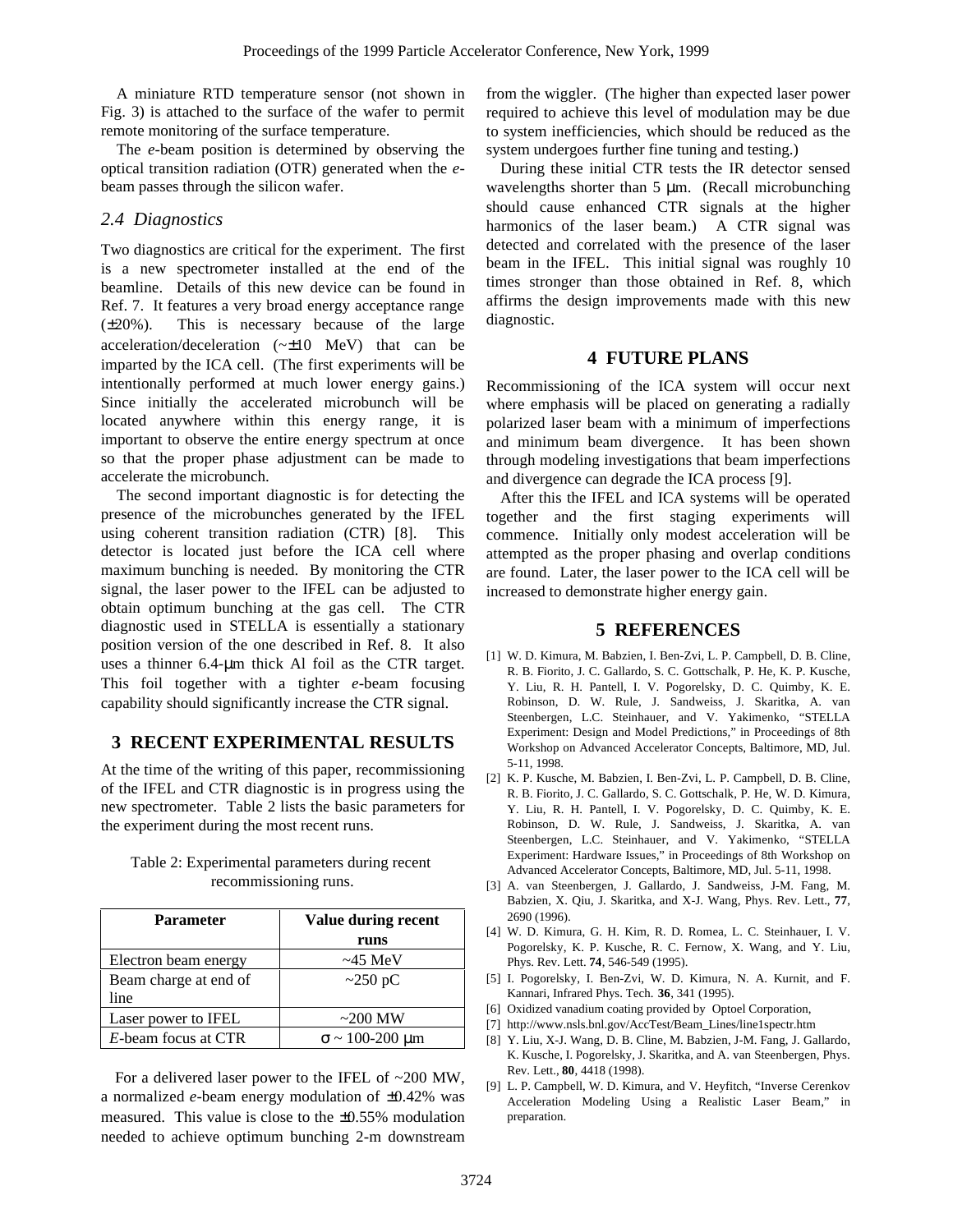A miniature RTD temperature sensor (not shown in Fig. 3) is attached to the surface of the wafer to permit remote monitoring of the surface temperature.

The *e*-beam position is determined by observing the optical transition radiation (OTR) generated when the *e*-beam passes through the silicon wafer.

### *2.4 Diagnostics*

Two diagnostics are critical for the experiment. The first is a new spectrometer installed at the end of the beamline. Details of this new device can be found in Ref. 7. It features a very broad energy acceptance range (±20%). This is necessary because of the large acceleration/deceleration (~±10 MeV) that can be imparted by the ICA cell. (The first experiments will be intentionally performed at much lower energy gains.) Since initially the accelerated microbunch will be located anywhere within this energy range, it is important to observe the entire energy spectrum at once so that the proper phase adjustment can be made to accelerate the microbunch.

The second important diagnostic is for detecting the presence of the microbunches generated by the IFEL using coherent transition radiation (CTR) [8]. This detector is located just before the ICA cell where maximum bunching is needed. By monitoring the CTR signal, the laser power to the IFEL can be adjusted to obtain optimum bunching at the gas cell. The CTR diagnostic used in STELLA is essentially a stationary position version of the one described in Ref. 8. It also uses a thinner 6.4-μm thick Al foil as the CTR target. This foil together with a tighter *e*-beam focusing capability should significantly increase the CTR signal.

## 3 RECENT EXPERIMENTAL RESULTS

At the time of the writing of this paper, recommissioning of the IFEL and CTR diagnostic is in progress using the new spectrometer. Table 2 lists the basic parameters for the experiment during the most recent runs.

Table 2: Experimental parameters during recent recommissioning runs.

| Parameter | Value during recent runs |
|---|---|
| Electron beam energy | ~45 MeV |
| Beam charge at end of line | ~250 pC |
| Laser power to IFEL | ~200 MW |
| *E*-beam focus at CTR | $\sigma$ ~ 100-200 μm |

For a delivered laser power to the IFEL of ~200 MW, a normalized *e*-beam energy modulation of ±0.42% was measured. This value is close to the ±0.55% modulation needed to achieve optimum bunching 2-m downstream from the wiggler. (The higher than expected laser power required to achieve this level of modulation may be due to system inefficiencies, which should be reduced as the system undergoes further fine tuning and testing.)

During these initial CTR tests the IR detector sensed wavelengths shorter than 5 μm. (Recall microbunching should cause enhanced CTR signals at the higher harmonics of the laser beam.) A CTR signal was detected and correlated with the presence of the laser beam in the IFEL. This initial signal was roughly 10 times stronger than those obtained in Ref. 8, which affirms the design improvements made with this new diagnostic.

## 4 FUTURE PLANS

Recommissioning of the ICA system will occur next where emphasis will be placed on generating a radially polarized laser beam with a minimum of imperfections and minimum beam divergence. It has been shown through modeling investigations that beam imperfections and divergence can degrade the ICA process [9].

After this the IFEL and ICA systems will be operated together and the first staging experiments will commence. Initially only modest acceleration will be attempted as the proper phasing and overlap conditions are found. Later, the laser power to the ICA cell will be increased to demonstrate higher energy gain.

## 5 REFERENCES

[1] W. D. Kimura, M. Babzien, I. Ben-Zvi, L. P. Campbell, D. B. Cline, R. B. Fiorito, J. C. Gallardo, S. C. Gottschalk, P. He, K. P. Kusche, Y. Liu, R. H. Pantell, I. V. Pogorelsky, D. C. Quimby, K. E. Robinson, D. W. Rule, J. Sandweiss, J. Skaritka, A. van Steenbergen, L.C. Steinhauer, and V. Yakimenko, "STELLA Experiment: Design and Model Predictions," in Proceedings of 8th Workshop on Advanced Accelerator Concepts, Baltimore, MD, Jul. 5-11, 1998.

[2] K. P. Kusche, M. Babzien, I. Ben-Zvi, L. P. Campbell, D. B. Cline, R. B. Fiorito, J. C. Gallardo, S. C. Gottschalk, P. He, W. D. Kimura, Y. Liu, R. H. Pantell, I. V. Pogorelsky, D. C. Quimby, K. E. Robinson, D. W. Rule, J. Sandweiss, J. Skaritka, A. van Steenbergen, L.C. Steinhauer, and V. Yakimenko, "STELLA Experiment: Hardware Issues," in Proceedings of 8th Workshop on Advanced Accelerator Concepts, Baltimore, MD, Jul. 5-11, 1998.

[3] A. van Steenbergen, J. Gallardo, J. Sandweiss, J-M. Fang, M. Babzien, X. Qiu, J. Skaritka, and X-J. Wang, Phys. Rev. Lett., **77**, 2690 (1996).

[4] W. D. Kimura, G. H. Kim, R. D. Romea, L. C. Steinhauer, I. V. Pogorelsky, K. P. Kusche, R. C. Fernow, X. Wang, and Y. Liu, Phys. Rev. Lett. **74**, 546-549 (1995).

[5] I. Pogorelsky, I. Ben-Zvi, W. D. Kimura, N. A. Kurnit, and F. Kannari, Infrared Phys. Tech. **36**, 341 (1995).

[6] Oxidized vanadium coating provided by Optoel Corporation,

[7] http://www.nsls.bnl.gov/AccTest/Beam_Lines/line1spectr.htm

[8] Y. Liu, X-J. Wang, D. B. Cline, M. Babzien, J-M. Fang, J. Gallardo, K. Kusche, I. Pogorelsky, J. Skaritka, and A. van Steenbergen, Phys. Rev. Lett., **80**, 4418 (1998).

[9] L. P. Campbell, W. D. Kimura, and V. Heyfitch, "Inverse Cerenkov Acceleration Modeling Using a Realistic Laser Beam," in preparation.